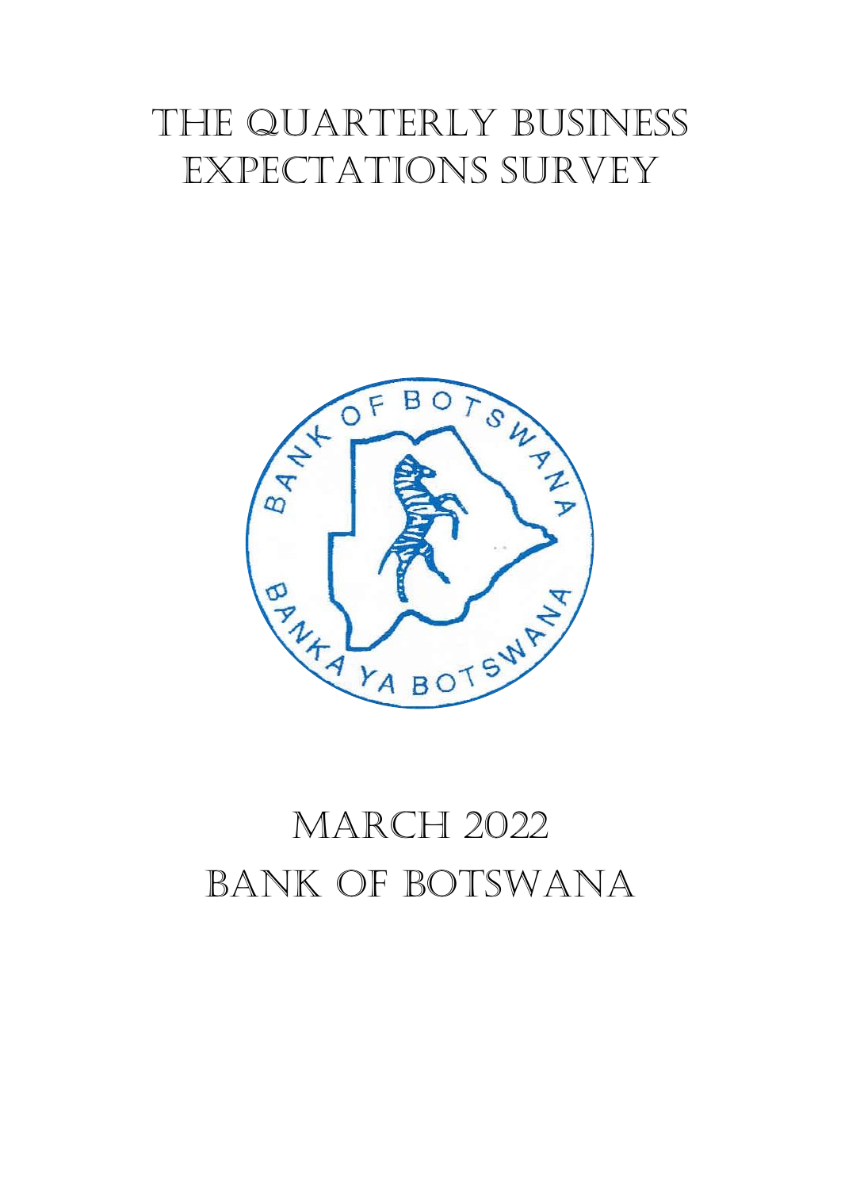# THE QUARTERLY BUSINESS EXPECTATIONS SURVEY

# MARCH 2022

# BANK OF BOTSWANA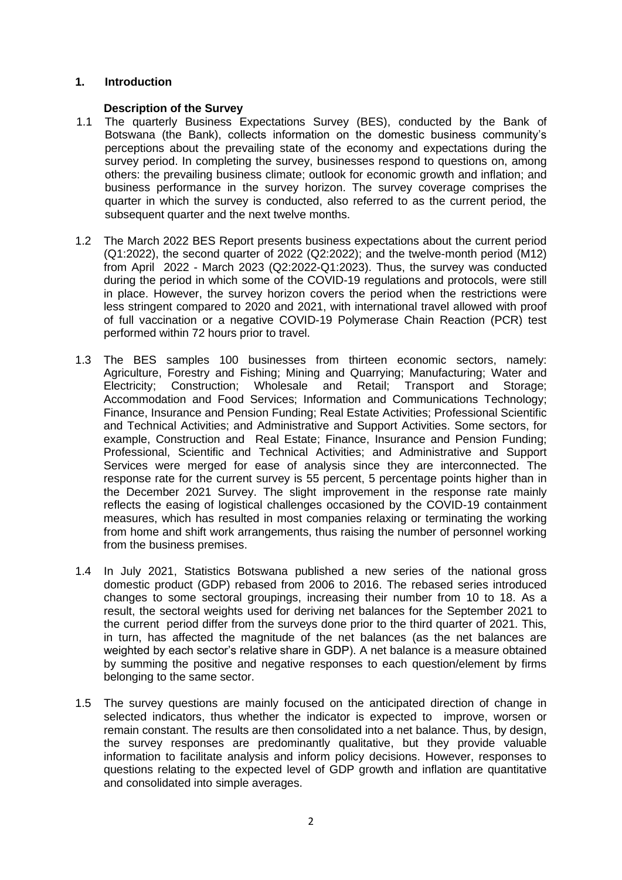## 1. Introduction

### Description of the Survey

1.1 The quarterly Business Expectations Survey (BES), conducted by the Bank of Botswana (the Bank), collects information on the domestic business community's perceptions about the prevailing state of the economy and expectations during the survey period. In completing the survey, businesses respond to questions on, among others: the prevailing business climate; outlook for economic growth and inflation; and business performance in the survey horizon. The survey coverage comprises the quarter in which the survey is conducted, also referred to as the current period, the subsequent quarter and the next twelve months.

1.2 The March 2022 BES Report presents business expectations about the current period (Q1:2022), the second quarter of 2022 (Q2:2022); and the twelve-month period (M12) from April 2022 - March 2023 (Q2:2022-Q1:2023). Thus, the survey was conducted during the period in which some of the COVID-19 regulations and protocols, were still in place. However, the survey horizon covers the period when the restrictions were less stringent compared to 2020 and 2021, with international travel allowed with proof of full vaccination or a negative COVID-19 Polymerase Chain Reaction (PCR) test performed within 72 hours prior to travel.

1.3 The BES samples 100 businesses from thirteen economic sectors, namely: Agriculture, Forestry and Fishing; Mining and Quarrying; Manufacturing; Water and Electricity; Construction; Wholesale and Retail; Transport and Storage; Accommodation and Food Services; Information and Communications Technology; Finance, Insurance and Pension Funding; Real Estate Activities; Professional Scientific and Technical Activities; and Administrative and Support Activities. Some sectors, for example, Construction and Real Estate; Finance, Insurance and Pension Funding; Professional, Scientific and Technical Activities; and Administrative and Support Services were merged for ease of analysis since they are interconnected. The response rate for the current survey is 55 percent, 5 percentage points higher than in the December 2021 Survey. The slight improvement in the response rate mainly reflects the easing of logistical challenges occasioned by the COVID-19 containment measures, which has resulted in most companies relaxing or terminating the working from home and shift work arrangements, thus raising the number of personnel working from the business premises.

1.4 In July 2021, Statistics Botswana published a new series of the national gross domestic product (GDP) rebased from 2006 to 2016. The rebased series introduced changes to some sectoral groupings, increasing their number from 10 to 18. As a result, the sectoral weights used for deriving net balances for the September 2021 to the current period differ from the surveys done prior to the third quarter of 2021. This, in turn, has affected the magnitude of the net balances (as the net balances are weighted by each sector's relative share in GDP). A net balance is a measure obtained by summing the positive and negative responses to each question/element by firms belonging to the same sector.

1.5 The survey questions are mainly focused on the anticipated direction of change in selected indicators, thus whether the indicator is expected to improve, worsen or remain constant. The results are then consolidated into a net balance. Thus, by design, the survey responses are predominantly qualitative, but they provide valuable information to facilitate analysis and inform policy decisions. However, responses to questions relating to the expected level of GDP growth and inflation are quantitative and consolidated into simple averages.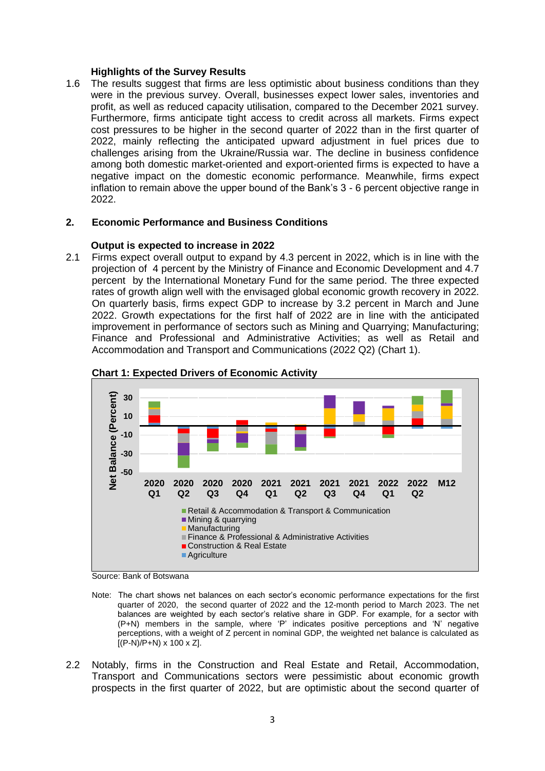### Highlights of the Survey Results

1.6 The results suggest that firms are less optimistic about business conditions than they were in the previous survey. Overall, businesses expect lower sales, inventories and profit, as well as reduced capacity utilisation, compared to the December 2021 survey. Furthermore, firms anticipate tight access to credit across all markets. Firms expect cost pressures to be higher in the second quarter of 2022 than in the first quarter of 2022, mainly reflecting the anticipated upward adjustment in fuel prices due to challenges arising from the Ukraine/Russia war. The decline in business confidence among both domestic market-oriented and export-oriented firms is expected to have a negative impact on the domestic economic performance. Meanwhile, firms expect inflation to remain above the upper bound of the Bank's 3 - 6 percent objective range in 2022.

## 2. Economic Performance and Business Conditions

### Output is expected to increase in 2022

2.1 Firms expect overall output to expand by 4.3 percent in 2022, which is in line with the projection of 4 percent by the Ministry of Finance and Economic Development and 4.7 percent by the International Monetary Fund for the same period. The three expected rates of growth align well with the envisaged global economic growth recovery in 2022. On quarterly basis, firms expect GDP to increase by 3.2 percent in March and June 2022. Growth expectations for the first half of 2022 are in line with the anticipated improvement in performance of sectors such as Mining and Quarrying; Manufacturing; Finance and Professional and Administrative Activities; as well as Retail and Accommodation and Transport and Communications (2022 Q2) (Chart 1).

**Chart 1: Expected Drivers of Economic Activity**

Source: Bank of Botswana

Note: The chart shows net balances on each sector's economic performance expectations for the first quarter of 2020, the second quarter of 2022 and the 12-month period to March 2023. The net balances are weighted by each sector's relative share in GDP. For example, for a sector with (P+N) members in the sample, where 'P' indicates positive perceptions and 'N' negative perceptions, with a weight of Z percent in nominal GDP, the weighted net balance is calculated as [(P-N)/P+N) x 100 x Z].

2.2 Notably, firms in the Construction and Real Estate and Retail, Accommodation, Transport and Communications sectors were pessimistic about economic growth prospects in the first quarter of 2022, but are optimistic about the second quarter of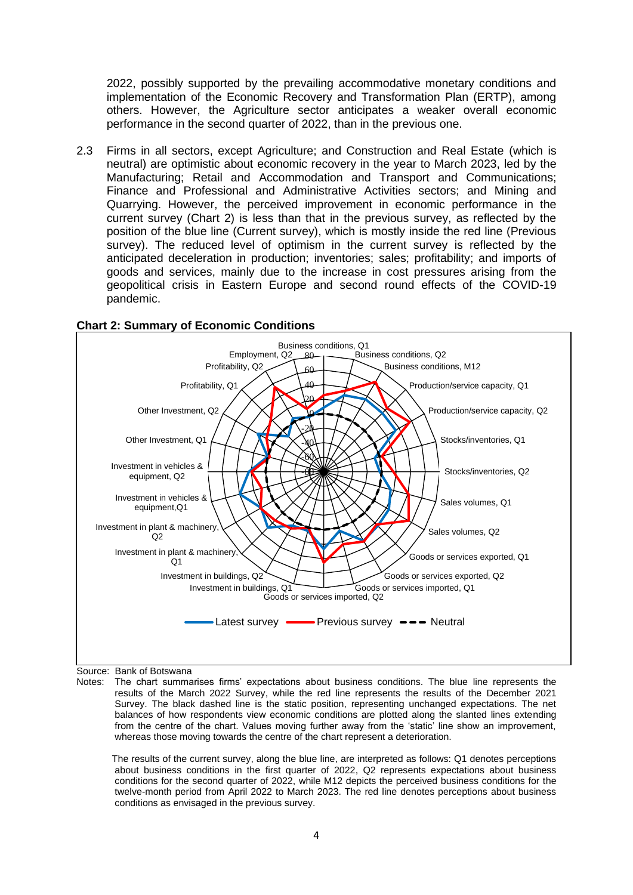2022, possibly supported by the prevailing accommodative monetary conditions and implementation of the Economic Recovery and Transformation Plan (ERTP), among others. However, the Agriculture sector anticipates a weaker overall economic performance in the second quarter of 2022, than in the previous one.

2.3 Firms in all sectors, except Agriculture; and Construction and Real Estate (which is neutral) are optimistic about economic recovery in the year to March 2023, led by the Manufacturing; Retail and Accommodation and Transport and Communications; Finance and Professional and Administrative Activities sectors; and Mining and Quarrying. However, the perceived improvement in economic performance in the current survey (Chart 2) is less than that in the previous survey, as reflected by the position of the blue line (Current survey), which is mostly inside the red line (Previous survey). The reduced level of optimism in the current survey is reflected by the anticipated deceleration in production; inventories; sales; profitability; and imports of goods and services, mainly due to the increase in cost pressures arising from the geopolitical crisis in Eastern Europe and second round effects of the COVID-19 pandemic.

**Chart 2: Summary of Economic Conditions**

Business conditions, Q1; Business conditions, Q2; Business conditions, M12; Production/service capacity, Q1; Production/service capacity, Q2; Stocks/inventories, Q1; Stocks/inventories, Q2; Sales volumes, Q1; Sales volumes, Q2; Goods or services exported, Q1; Goods or services exported, Q2; Goods or services imported, Q1; Goods or services imported, Q2; Investment in buildings, Q1; Investment in buildings, Q2; Investment in plant & machinery, Q1; Investment in plant & machinery, Q2; Investment in vehicles & equipment, Q1; Investment in vehicles & equipment, Q2; Other Investment, Q1; Other Investment, Q2; Profitability, Q1; Profitability, Q2; Employment, Q2

Latest survey — Previous survey — Neutral

Source: Bank of Botswana

Notes: The chart summarises firms' expectations about business conditions. The blue line represents the results of the March 2022 Survey, while the red line represents the results of the December 2021 Survey. The black dashed line is the static position, representing unchanged expectations. The net balances of how respondents view economic conditions are plotted along the slanted lines extending from the centre of the chart. Values moving further away from the 'static' line show an improvement, whereas those moving towards the centre of the chart represent a deterioration.

The results of the current survey, along the blue line, are interpreted as follows: Q1 denotes perceptions about business conditions in the first quarter of 2022, Q2 represents expectations about business conditions for the second quarter of 2022, while M12 depicts the perceived business conditions for the twelve-month period from April 2022 to March 2023. The red line denotes perceptions about business conditions as envisaged in the previous survey.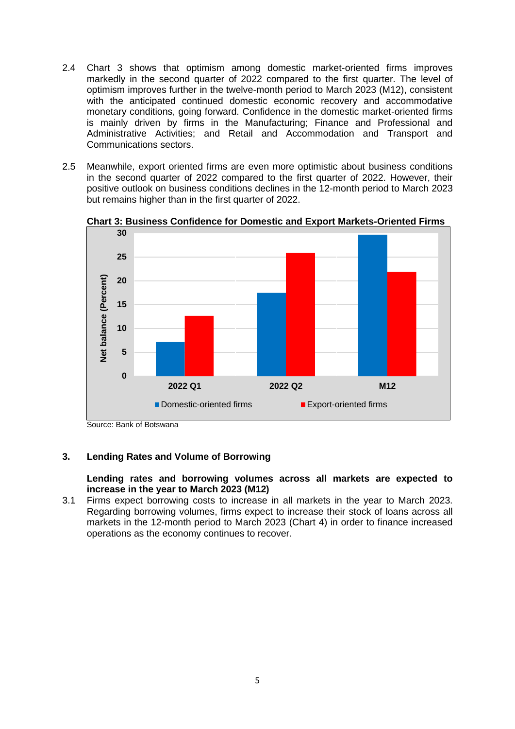2.4 Chart 3 shows that optimism among domestic market-oriented firms improves markedly in the second quarter of 2022 compared to the first quarter. The level of optimism improves further in the twelve-month period to March 2023 (M12), consistent with the anticipated continued domestic economic recovery and accommodative monetary conditions, going forward. Confidence in the domestic market-oriented firms is mainly driven by firms in the Manufacturing; Finance and Professional and Administrative Activities; and Retail and Accommodation and Transport and Communications sectors.

2.5 Meanwhile, export oriented firms are even more optimistic about business conditions in the second quarter of 2022 compared to the first quarter of 2022. However, their positive outlook on business conditions declines in the 12-month period to March 2023 but remains higher than in the first quarter of 2022.

**Chart 3: Business Confidence for Domestic and Export Markets-Oriented Firms**

Source: Bank of Botswana

### 3. Lending Rates and Volume of Borrowing

**Lending rates and borrowing volumes across all markets are expected to increase in the year to March 2023 (M12)**

3.1 Firms expect borrowing costs to increase in all markets in the year to March 2023. Regarding borrowing volumes, firms expect to increase their stock of loans across all markets in the 12-month period to March 2023 (Chart 4) in order to finance increased operations as the economy continues to recover.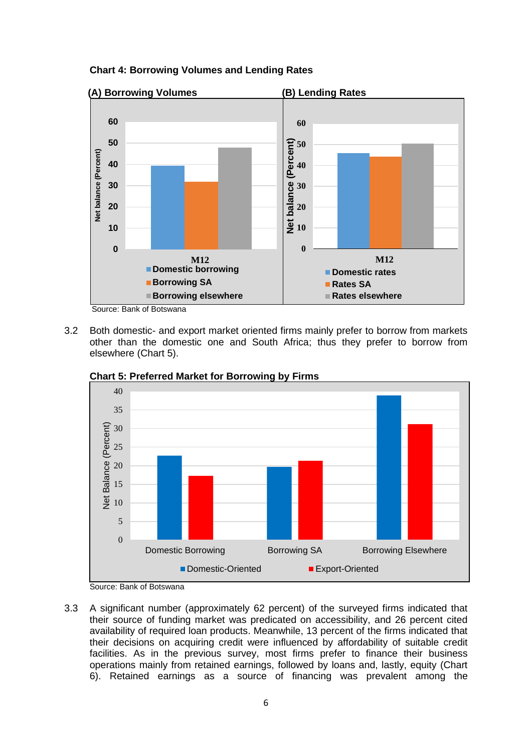**Chart 4: Borrowing Volumes and Lending Rates**

Source: Bank of Botswana

3.2 Both domestic- and export market oriented firms mainly prefer to borrow from markets other than the domestic one and South Africa; thus they prefer to borrow from elsewhere (Chart 5).

**Chart 5: Preferred Market for Borrowing by Firms**

Source: Bank of Botswana

3.3 A significant number (approximately 62 percent) of the surveyed firms indicated that their source of funding market was predicated on accessibility, and 26 percent cited availability of required loan products. Meanwhile, 13 percent of the firms indicated that their decisions on acquiring credit were influenced by affordability of suitable credit facilities. As in the previous survey, most firms prefer to finance their business operations mainly from retained earnings, followed by loans and, lastly, equity (Chart 6). Retained earnings as a source of financing was prevalent among the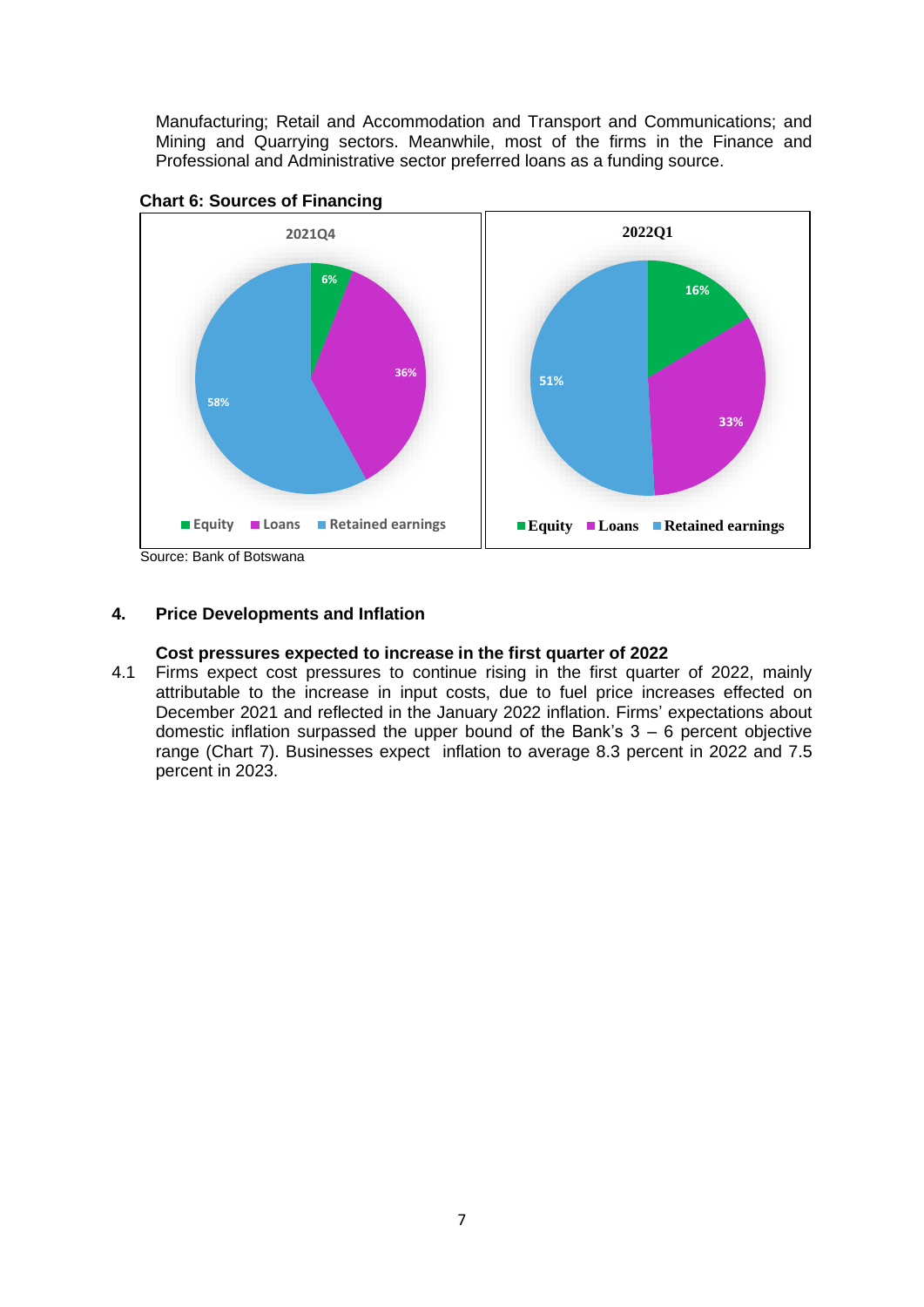Manufacturing; Retail and Accommodation and Transport and Communications; and Mining and Quarrying sectors. Meanwhile, most of the firms in the Finance and Professional and Administrative sector preferred loans as a funding source.

**Chart 6: Sources of Financing**

Source: Bank of Botswana

## 4. Price Developments and Inflation

### Cost pressures expected to increase in the first quarter of 2022

4.1 Firms expect cost pressures to continue rising in the first quarter of 2022, mainly attributable to the increase in input costs, due to fuel price increases effected on December 2021 and reflected in the January 2022 inflation. Firms' expectations about domestic inflation surpassed the upper bound of the Bank's 3 – 6 percent objective range (Chart 7). Businesses expect inflation to average 8.3 percent in 2022 and 7.5 percent in 2023.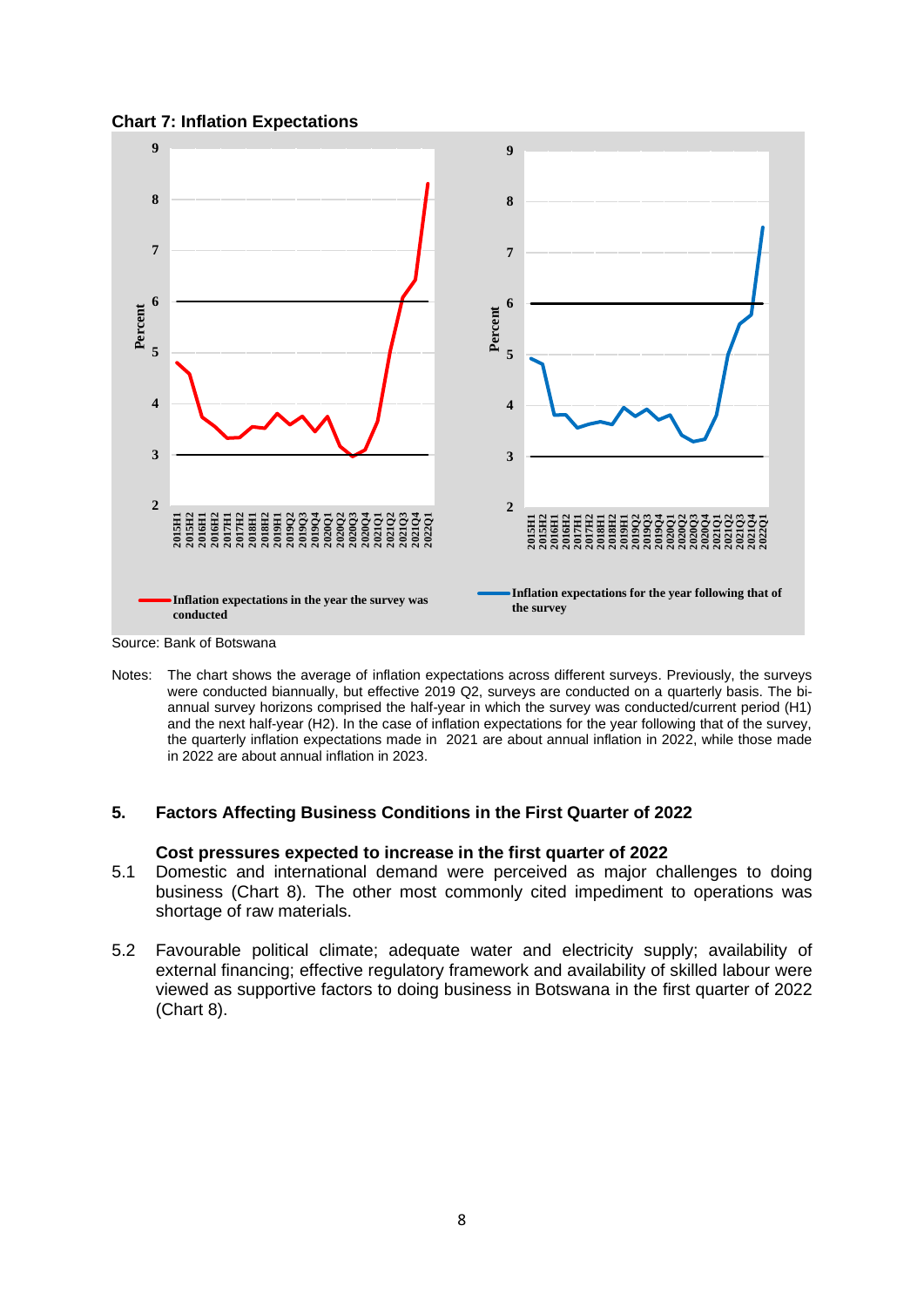**Chart 7: Inflation Expectations**

Source: Bank of Botswana

Notes: The chart shows the average of inflation expectations across different surveys. Previously, the surveys were conducted biannually, but effective 2019 Q2, surveys are conducted on a quarterly basis. The bi-annual survey horizons comprised the half-year in which the survey was conducted/current period (H1) and the next half-year (H2). In the case of inflation expectations for the year following that of the survey, the quarterly inflation expectations made in 2021 are about annual inflation in 2022, while those made in 2022 are about annual inflation in 2023.

## 5. Factors Affecting Business Conditions in the First Quarter of 2022

### Cost pressures expected to increase in the first quarter of 2022

5.1 Domestic and international demand were perceived as major challenges to doing business (Chart 8). The other most commonly cited impediment to operations was shortage of raw materials.

5.2 Favourable political climate; adequate water and electricity supply; availability of external financing; effective regulatory framework and availability of skilled labour were viewed as supportive factors to doing business in Botswana in the first quarter of 2022 (Chart 8).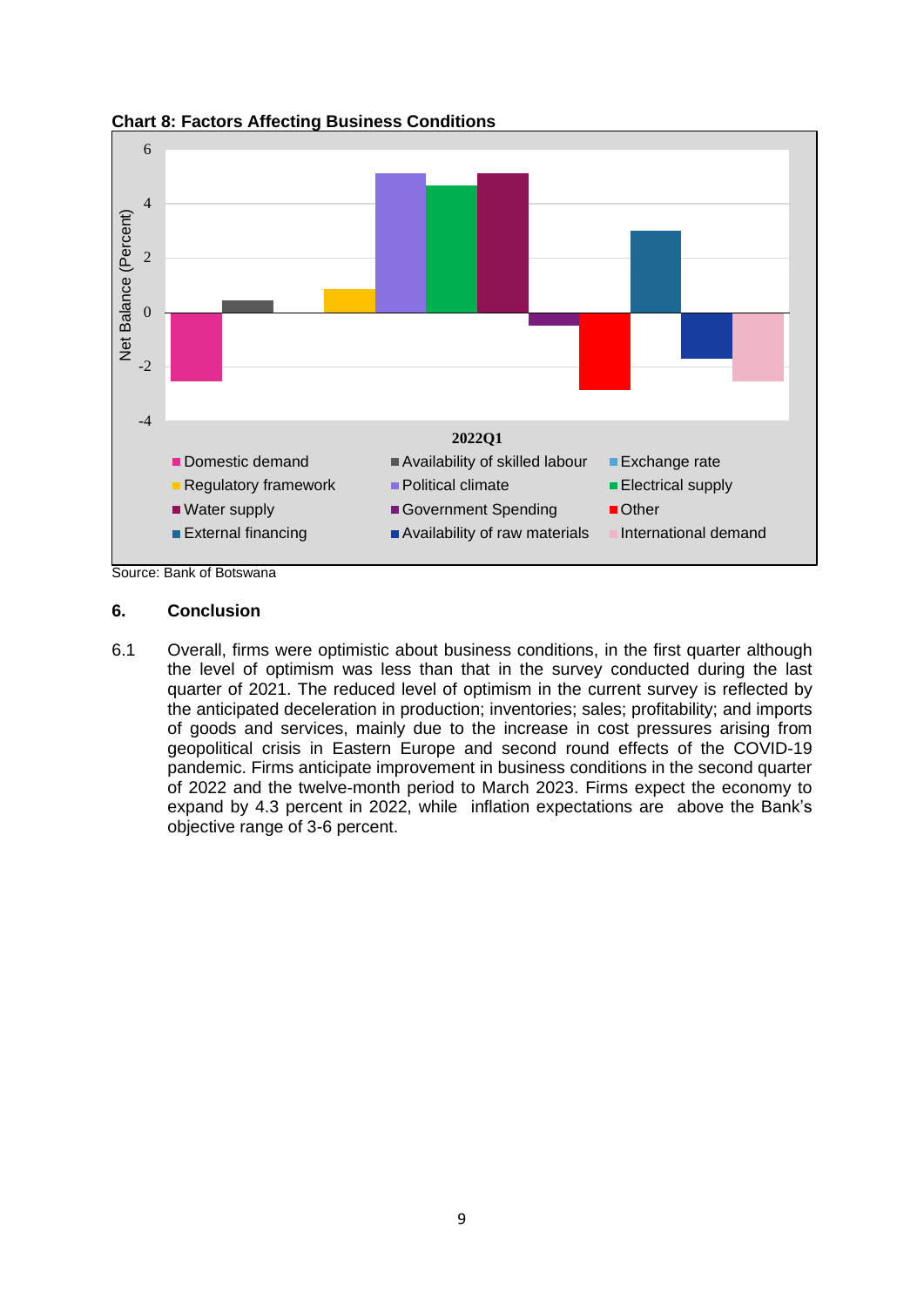**Chart 8: Factors Affecting Business Conditions**

Net Balance (Percent)

6
4
2
0
-2
-4

2022Q1

Domestic demand
Availability of skilled labour
Exchange rate
Regulatory framework
Political climate
Electrical supply
Water supply
Government Spending
Other
External financing
Availability of raw materials
International demand

Source: Bank of Botswana

## 6. Conclusion

6.1 Overall, firms were optimistic about business conditions, in the first quarter although the level of optimism was less than that in the survey conducted during the last quarter of 2021. The reduced level of optimism in the current survey is reflected by the anticipated deceleration in production; inventories; sales; profitability; and imports of goods and services, mainly due to the increase in cost pressures arising from geopolitical crisis in Eastern Europe and second round effects of the COVID-19 pandemic. Firms anticipate improvement in business conditions in the second quarter of 2022 and the twelve-month period to March 2023. Firms expect the economy to expand by 4.3 percent in 2022, while inflation expectations are above the Bank's objective range of 3-6 percent.